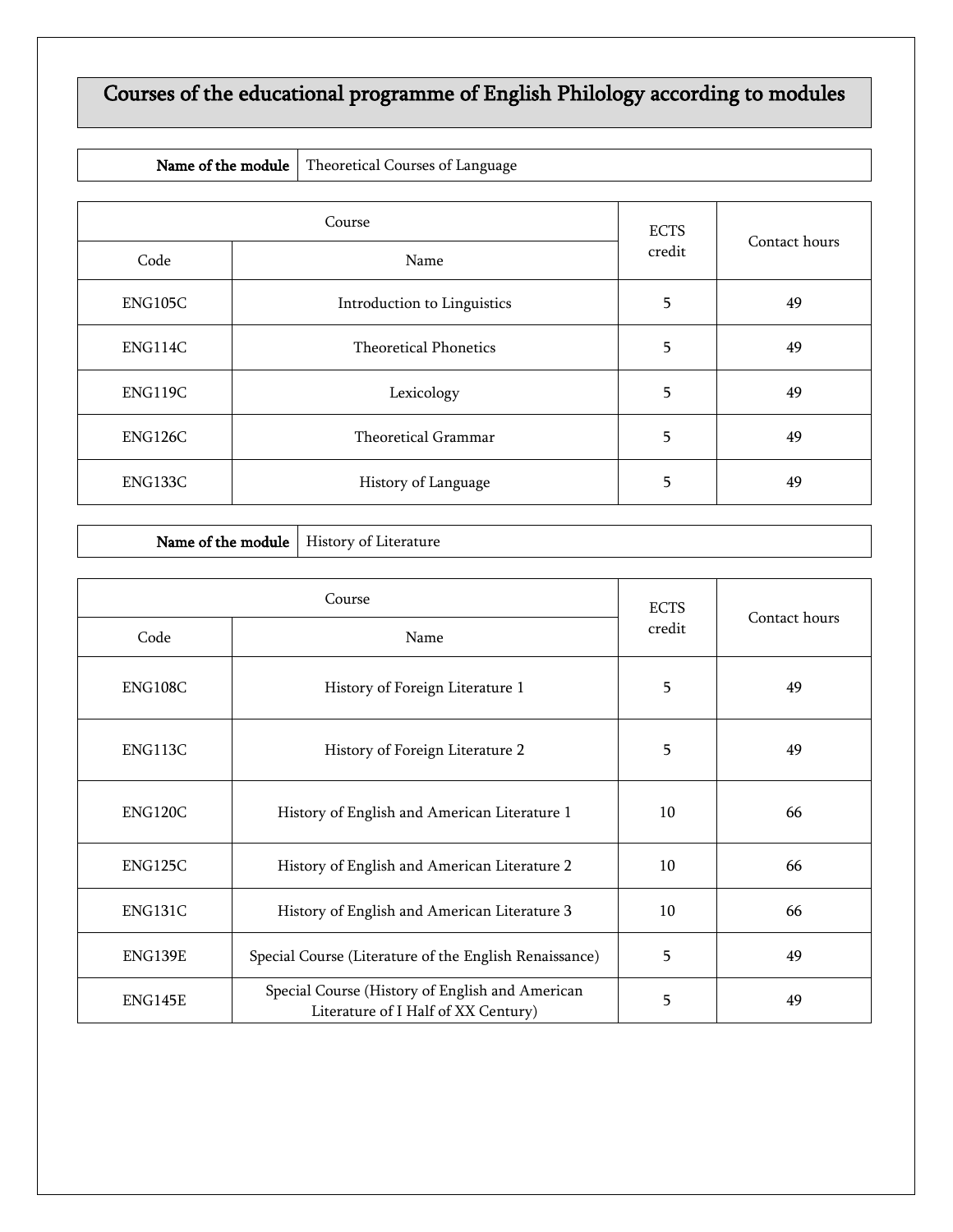# Courses of the educational programme of English Philology according to modules

| **Name of the module** | Theoretical Courses of Language |
|---|---|

| Course | | ECTS credit | Contact hours |
|---|---|---|---|
| Code | Name | | |
| ENG105C | Introduction to Linguistics | 5 | 49 |
| ENG114C | Theoretical Phonetics | 5 | 49 |
| ENG119C | Lexicology | 5 | 49 |
| ENG126C | Theoretical Grammar | 5 | 49 |
| ENG133C | History of Language | 5 | 49 |

| **Name of the module** | History of Literature |
|---|---|

| Course | | ECTS credit | Contact hours |
|---|---|---|---|
| Code | Name | | |
| ENG108C | History of Foreign Literature 1 | 5 | 49 |
| ENG113C | History of Foreign Literature 2 | 5 | 49 |
| ENG120C | History of English and American Literature 1 | 10 | 66 |
| ENG125C | History of English and American Literature 2 | 10 | 66 |
| ENG131C | History of English and American Literature 3 | 10 | 66 |
| ENG139E | Special Course (Literature of the English Renaissance) | 5 | 49 |
| ENG145E | Special Course (History of English and American Literature of I Half of XX Century) | 5 | 49 |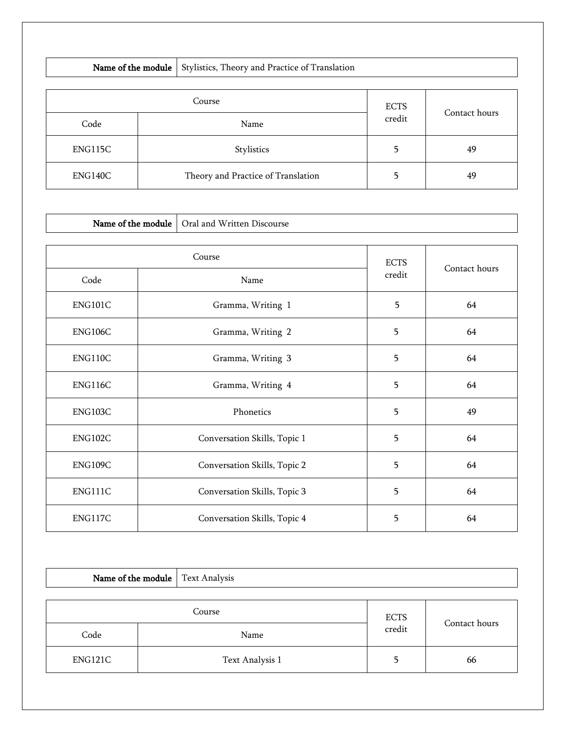| **Name of the module** | Stylistics, Theory and Practice of Translation |
| --- | --- |

| Course | | ECTS credit | Contact hours |
| --- | --- | --- | --- |
| Code | Name | | |
| ENG115C | Stylistics | 5 | 49 |
| ENG140C | Theory and Practice of Translation | 5 | 49 |

| **Name of the module** | Oral and Written Discourse |
| --- | --- |

| Course | | ECTS credit | Contact hours |
| --- | --- | --- | --- |
| Code | Name | | |
| ENG101C | Gramma, Writing 1 | 5 | 64 |
| ENG106C | Gramma, Writing 2 | 5 | 64 |
| ENG110C | Gramma, Writing 3 | 5 | 64 |
| ENG116C | Gramma, Writing 4 | 5 | 64 |
| ENG103C | Phonetics | 5 | 49 |
| ENG102C | Conversation Skills, Topic 1 | 5 | 64 |
| ENG109C | Conversation Skills, Topic 2 | 5 | 64 |
| ENG111C | Conversation Skills, Topic 3 | 5 | 64 |
| ENG117C | Conversation Skills, Topic 4 | 5 | 64 |

| **Name of the module** | Text Analysis |
| --- | --- |

| Course | | ECTS credit | Contact hours |
| --- | --- | --- | --- |
| Code | Name | | |
| ENG121C | Text Analysis 1 | 5 | 66 |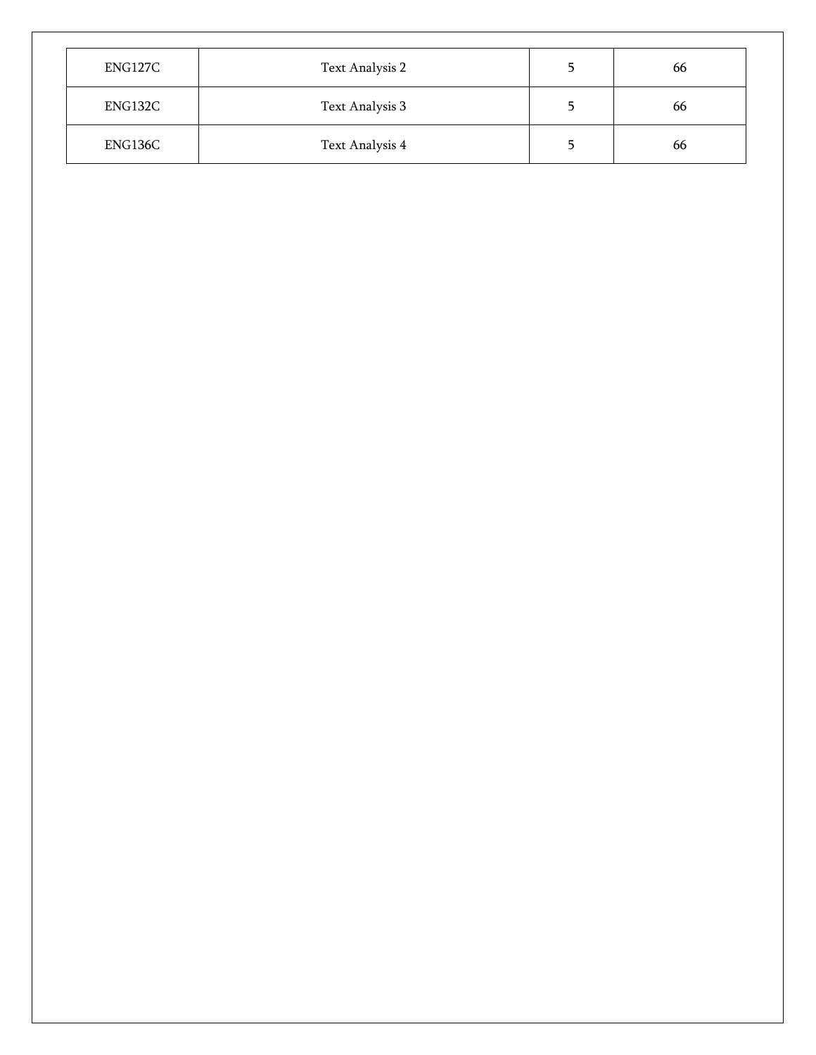| | | | |
|---|---|---|---|
| ENG127C | Text Analysis 2 | 5 | 66 |
| ENG132C | Text Analysis 3 | 5 | 66 |
| ENG136C | Text Analysis 4 | 5 | 66 |